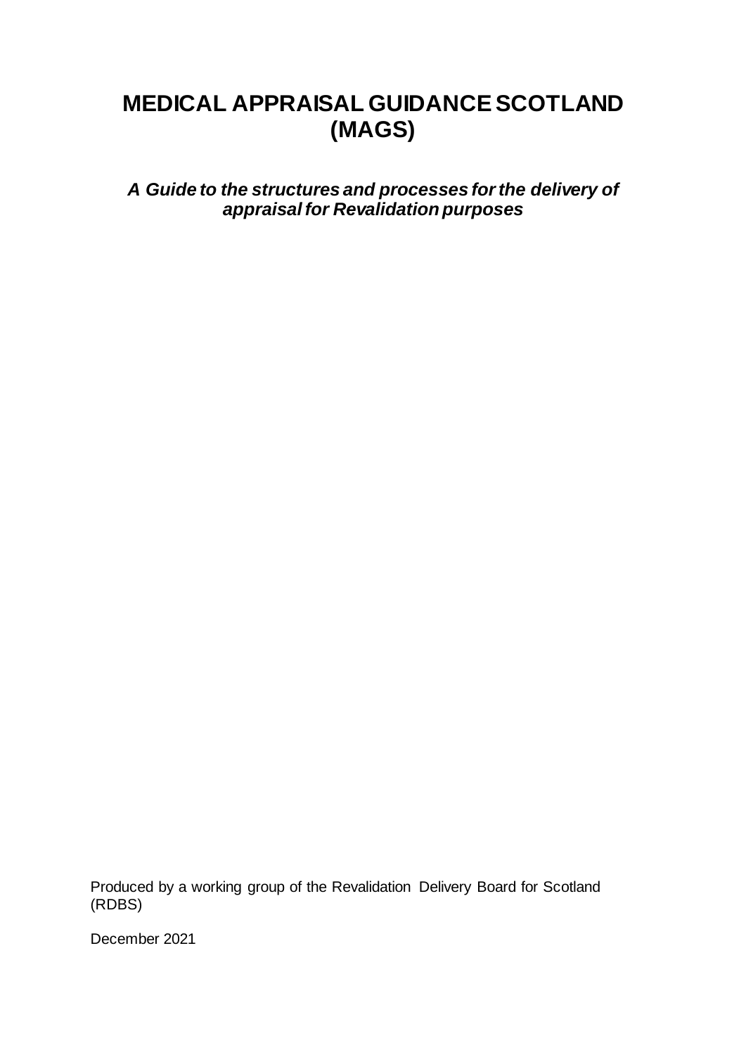# MEDICAL APPRAISAL GUIDANCE SCOTLAND (MAGS)

***A Guide to the structures and processes for the delivery of appraisal for Revalidation purposes***

Produced by a working group of the Revalidation Delivery Board for Scotland (RDBS)

December 2021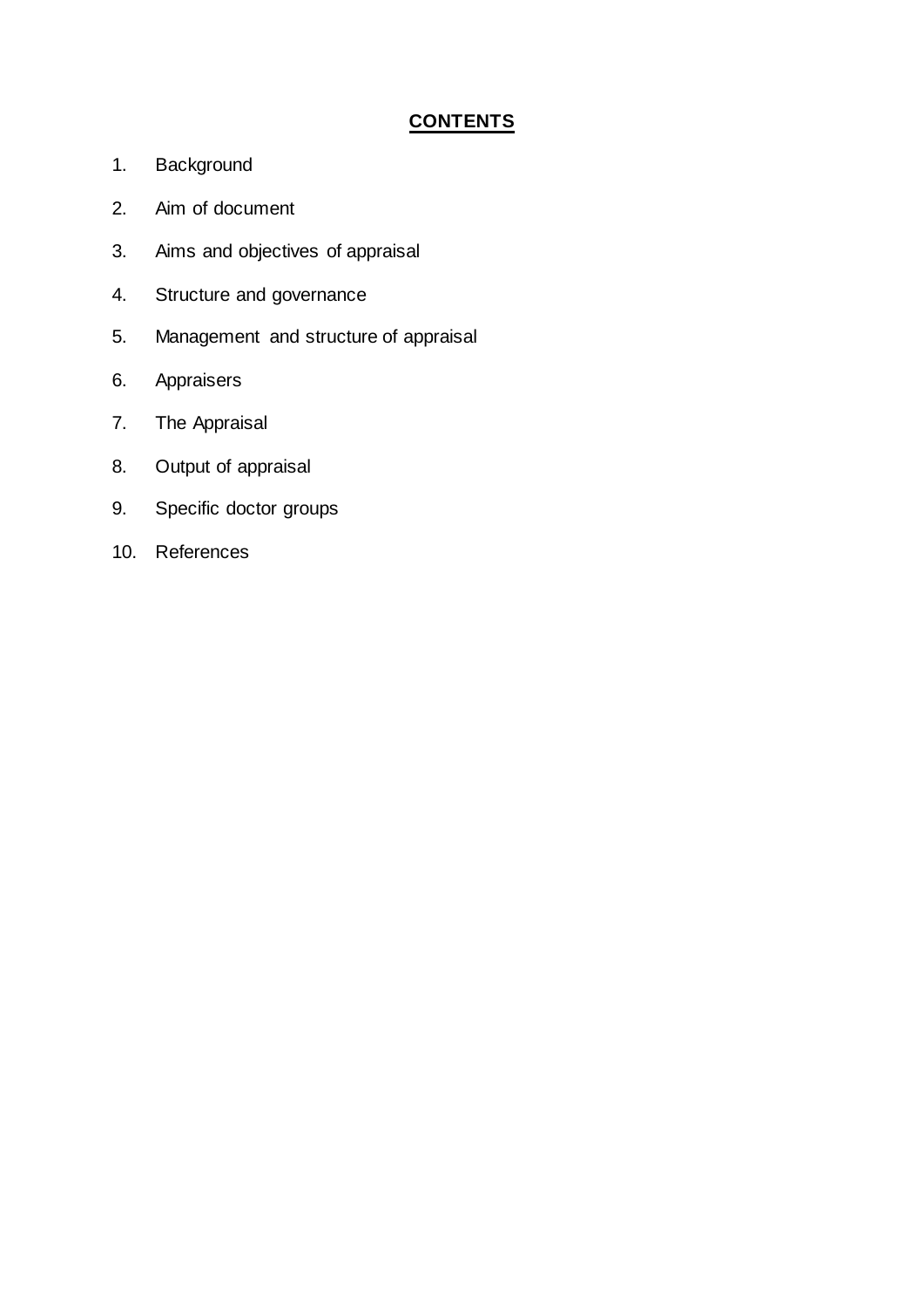# CONTENTS

1. Background
2. Aim of document
3. Aims and objectives of appraisal
4. Structure and governance
5. Management and structure of appraisal
6. Appraisers
7. The Appraisal
8. Output of appraisal
9. Specific doctor groups
10. References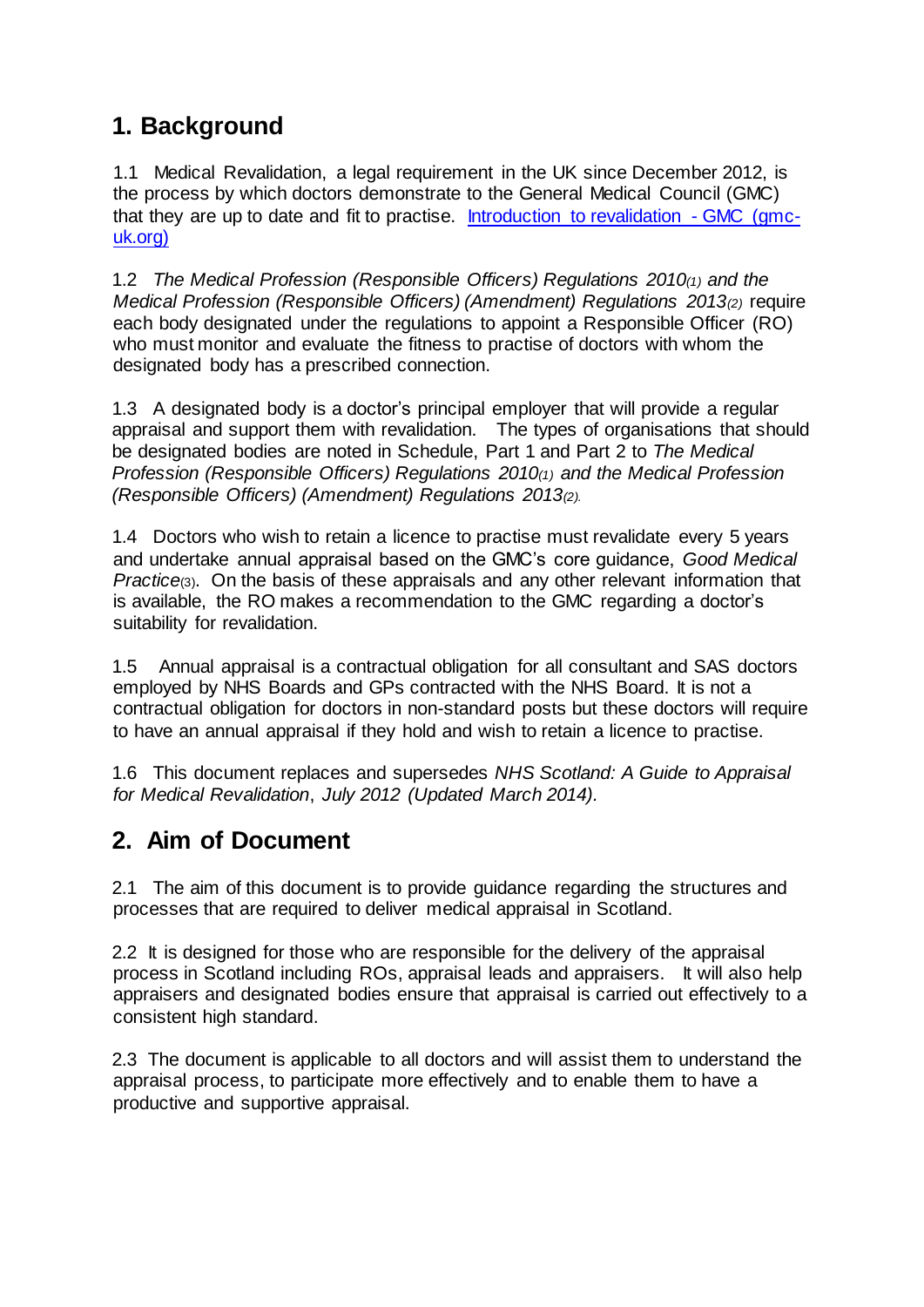## 1. Background

1.1 Medical Revalidation, a legal requirement in the UK since December 2012, is the process by which doctors demonstrate to the General Medical Council (GMC) that they are up to date and fit to practise. [Introduction to revalidation - GMC (gmc-uk.org)](https://www.gmc-uk.org)

1.2 *The Medical Profession (Responsible Officers) Regulations 2010(1) and the Medical Profession (Responsible Officers) (Amendment) Regulations 2013(2)* require each body designated under the regulations to appoint a Responsible Officer (RO) who must monitor and evaluate the fitness to practise of doctors with whom the designated body has a prescribed connection.

1.3 A designated body is a doctor's principal employer that will provide a regular appraisal and support them with revalidation. The types of organisations that should be designated bodies are noted in Schedule, Part 1 and Part 2 to *The Medical Profession (Responsible Officers) Regulations 2010(1) and the Medical Profession (Responsible Officers) (Amendment) Regulations 2013(2).*

1.4 Doctors who wish to retain a licence to practise must revalidate every 5 years and undertake annual appraisal based on the GMC's core guidance, *Good Medical Practice*(3). On the basis of these appraisals and any other relevant information that is available, the RO makes a recommendation to the GMC regarding a doctor's suitability for revalidation.

1.5 Annual appraisal is a contractual obligation for all consultant and SAS doctors employed by NHS Boards and GPs contracted with the NHS Board. It is not a contractual obligation for doctors in non-standard posts but these doctors will require to have an annual appraisal if they hold and wish to retain a licence to practise.

1.6 This document replaces and supersedes *NHS Scotland: A Guide to Appraisal for Medical Revalidation*, *July 2012 (Updated March 2014).*

## 2. Aim of Document

2.1 The aim of this document is to provide guidance regarding the structures and processes that are required to deliver medical appraisal in Scotland.

2.2 It is designed for those who are responsible for the delivery of the appraisal process in Scotland including ROs, appraisal leads and appraisers. It will also help appraisers and designated bodies ensure that appraisal is carried out effectively to a consistent high standard.

2.3 The document is applicable to all doctors and will assist them to understand the appraisal process, to participate more effectively and to enable them to have a productive and supportive appraisal.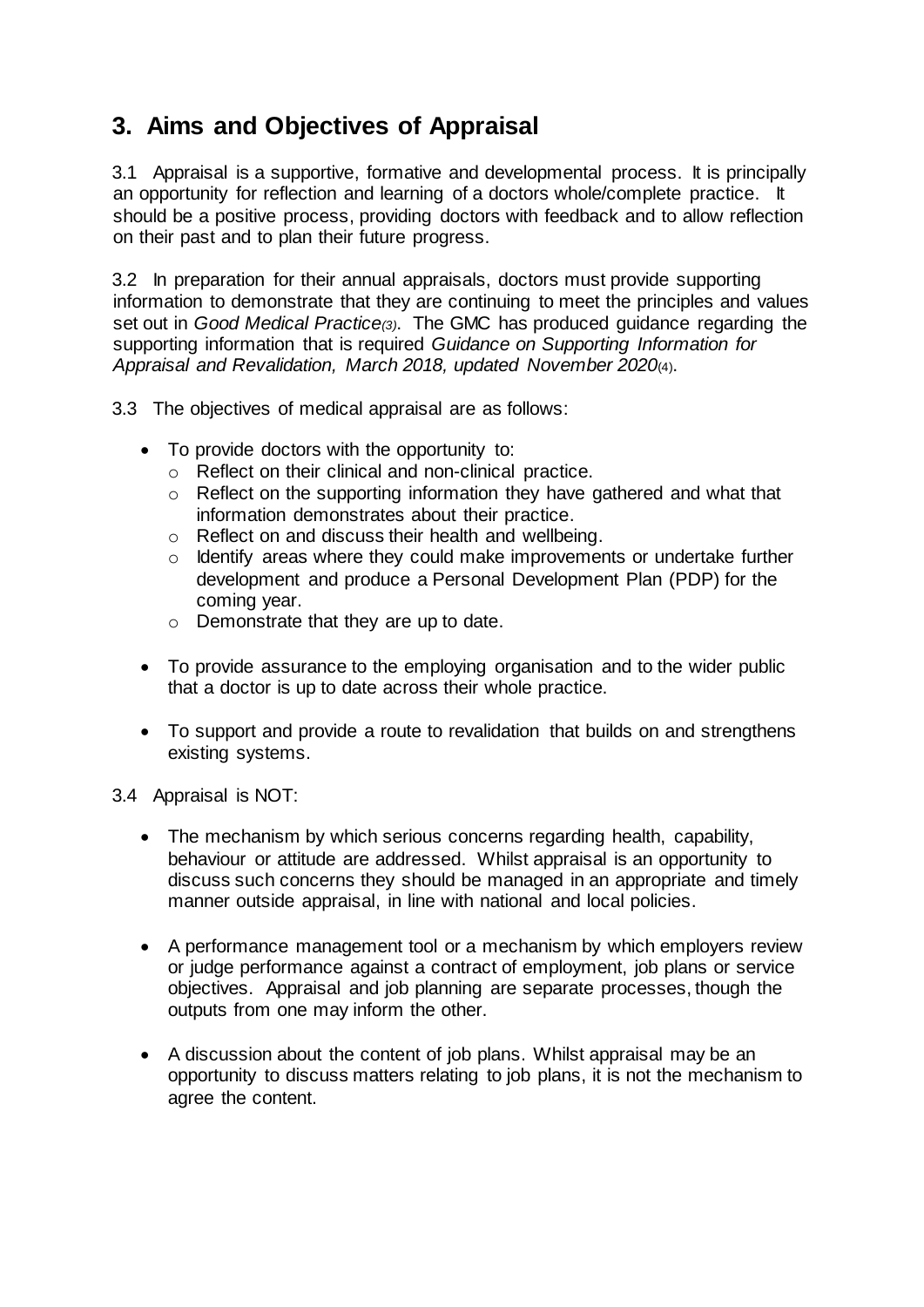## 3. Aims and Objectives of Appraisal

3.1 Appraisal is a supportive, formative and developmental process. It is principally an opportunity for reflection and learning of a doctors whole/complete practice. It should be a positive process, providing doctors with feedback and to allow reflection on their past and to plan their future progress.

3.2 In preparation for their annual appraisals, doctors must provide supporting information to demonstrate that they are continuing to meet the principles and values set out in *Good Medical Practice(3)*. The GMC has produced guidance regarding the supporting information that is required *Guidance on Supporting Information for Appraisal and Revalidation, March 2018, updated November 2020*(4).

3.3 The objectives of medical appraisal are as follows:

- To provide doctors with the opportunity to:
  - Reflect on their clinical and non-clinical practice.
  - Reflect on the supporting information they have gathered and what that information demonstrates about their practice.
  - Reflect on and discuss their health and wellbeing.
  - Identify areas where they could make improvements or undertake further development and produce a Personal Development Plan (PDP) for the coming year.
  - Demonstrate that they are up to date.
- To provide assurance to the employing organisation and to the wider public that a doctor is up to date across their whole practice.
- To support and provide a route to revalidation that builds on and strengthens existing systems.

3.4 Appraisal is NOT:

- The mechanism by which serious concerns regarding health, capability, behaviour or attitude are addressed. Whilst appraisal is an opportunity to discuss such concerns they should be managed in an appropriate and timely manner outside appraisal, in line with national and local policies.
- A performance management tool or a mechanism by which employers review or judge performance against a contract of employment, job plans or service objectives. Appraisal and job planning are separate processes, though the outputs from one may inform the other.
- A discussion about the content of job plans. Whilst appraisal may be an opportunity to discuss matters relating to job plans, it is not the mechanism to agree the content.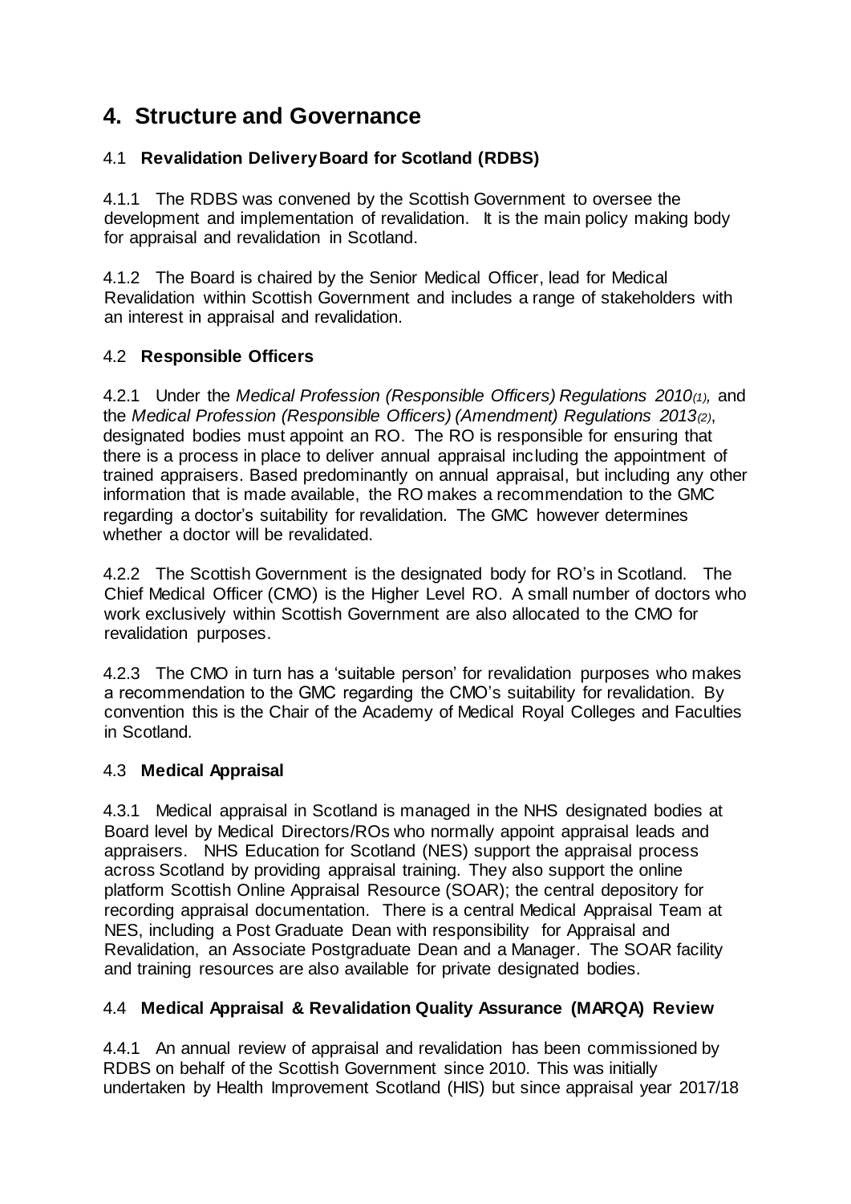# 4. Structure and Governance

## 4.1 **Revalidation Delivery Board for Scotland (RDBS)**

4.1.1 The RDBS was convened by the Scottish Government to oversee the development and implementation of revalidation. It is the main policy making body for appraisal and revalidation in Scotland.

4.1.2 The Board is chaired by the Senior Medical Officer, lead for Medical Revalidation within Scottish Government and includes a range of stakeholders with an interest in appraisal and revalidation.

## 4.2 **Responsible Officers**

4.2.1 Under the *Medical Profession (Responsible Officers) Regulations 2010(1),* and the *Medical Profession (Responsible Officers) (Amendment) Regulations 2013(2)*, designated bodies must appoint an RO. The RO is responsible for ensuring that there is a process in place to deliver annual appraisal including the appointment of trained appraisers. Based predominantly on annual appraisal, but including any other information that is made available, the RO makes a recommendation to the GMC regarding a doctor's suitability for revalidation. The GMC however determines whether a doctor will be revalidated.

4.2.2 The Scottish Government is the designated body for RO's in Scotland. The Chief Medical Officer (CMO) is the Higher Level RO. A small number of doctors who work exclusively within Scottish Government are also allocated to the CMO for revalidation purposes.

4.2.3 The CMO in turn has a 'suitable person' for revalidation purposes who makes a recommendation to the GMC regarding the CMO's suitability for revalidation. By convention this is the Chair of the Academy of Medical Royal Colleges and Faculties in Scotland.

## 4.3 **Medical Appraisal**

4.3.1 Medical appraisal in Scotland is managed in the NHS designated bodies at Board level by Medical Directors/ROs who normally appoint appraisal leads and appraisers. NHS Education for Scotland (NES) support the appraisal process across Scotland by providing appraisal training. They also support the online platform Scottish Online Appraisal Resource (SOAR); the central depository for recording appraisal documentation. There is a central Medical Appraisal Team at NES, including a Post Graduate Dean with responsibility for Appraisal and Revalidation, an Associate Postgraduate Dean and a Manager. The SOAR facility and training resources are also available for private designated bodies.

## 4.4 **Medical Appraisal & Revalidation Quality Assurance (MARQA) Review**

4.4.1 An annual review of appraisal and revalidation has been commissioned by RDBS on behalf of the Scottish Government since 2010. This was initially undertaken by Health Improvement Scotland (HIS) but since appraisal year 2017/18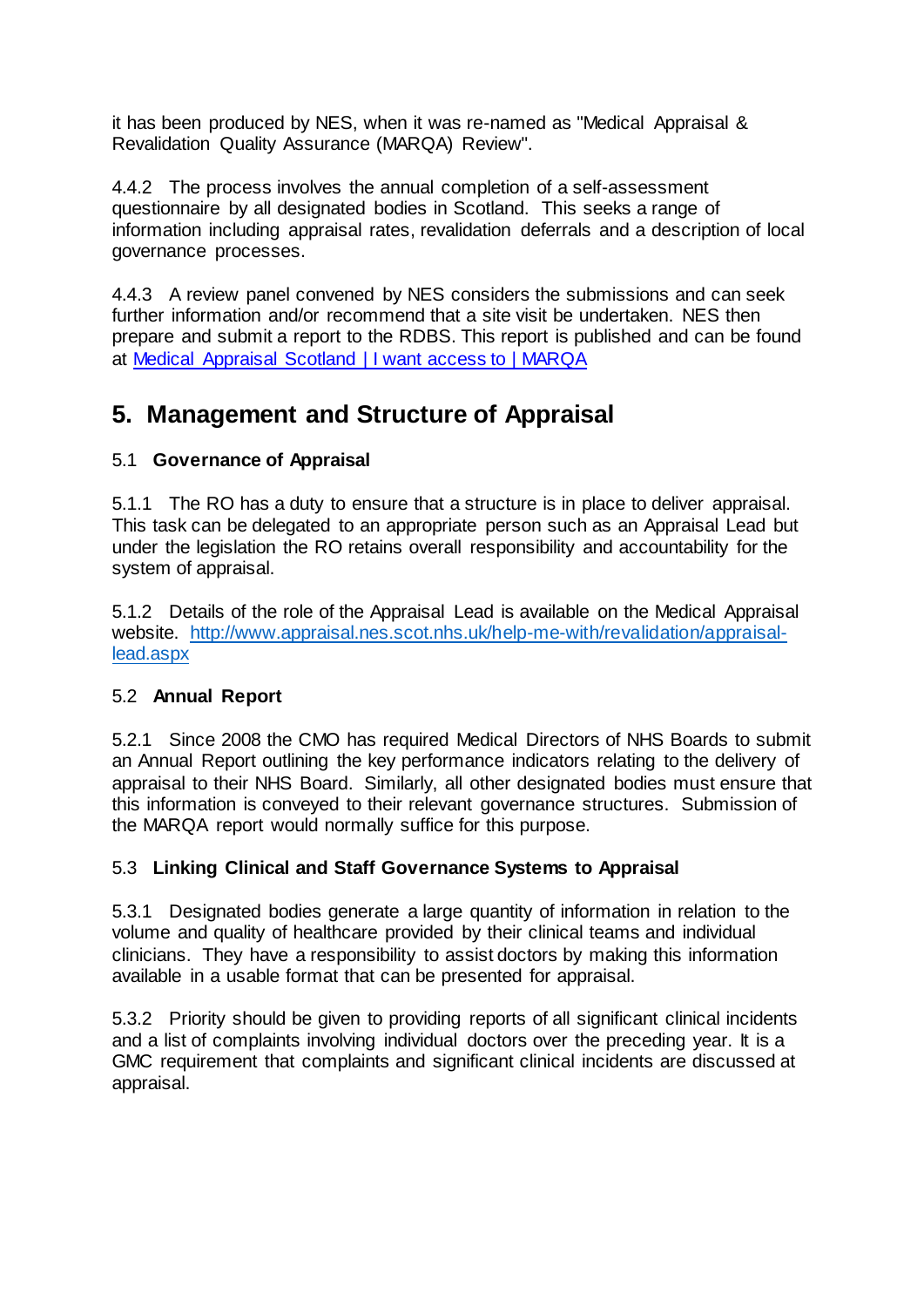it has been produced by NES, when it was re-named as "Medical Appraisal & Revalidation Quality Assurance (MARQA) Review".

4.4.2 The process involves the annual completion of a self-assessment questionnaire by all designated bodies in Scotland. This seeks a range of information including appraisal rates, revalidation deferrals and a description of local governance processes.

4.4.3 A review panel convened by NES considers the submissions and can seek further information and/or recommend that a site visit be undertaken. NES then prepare and submit a report to the RDBS. This report is published and can be found at [Medical Appraisal Scotland | I want access to | MARQA](Medical Appraisal Scotland | I want access to | MARQA)

# 5. Management and Structure of Appraisal

## 5.1 Governance of Appraisal

5.1.1 The RO has a duty to ensure that a structure is in place to deliver appraisal. This task can be delegated to an appropriate person such as an Appraisal Lead but under the legislation the RO retains overall responsibility and accountability for the system of appraisal.

5.1.2 Details of the role of the Appraisal Lead is available on the Medical Appraisal website. [http://www.appraisal.nes.scot.nhs.uk/help-me-with/revalidation/appraisal-lead.aspx](http://www.appraisal.nes.scot.nhs.uk/help-me-with/revalidation/appraisal-lead.aspx)

## 5.2 Annual Report

5.2.1 Since 2008 the CMO has required Medical Directors of NHS Boards to submit an Annual Report outlining the key performance indicators relating to the delivery of appraisal to their NHS Board. Similarly, all other designated bodies must ensure that this information is conveyed to their relevant governance structures. Submission of the MARQA report would normally suffice for this purpose.

## 5.3 Linking Clinical and Staff Governance Systems to Appraisal

5.3.1 Designated bodies generate a large quantity of information in relation to the volume and quality of healthcare provided by their clinical teams and individual clinicians. They have a responsibility to assist doctors by making this information available in a usable format that can be presented for appraisal.

5.3.2 Priority should be given to providing reports of all significant clinical incidents and a list of complaints involving individual doctors over the preceding year. It is a GMC requirement that complaints and significant clinical incidents are discussed at appraisal.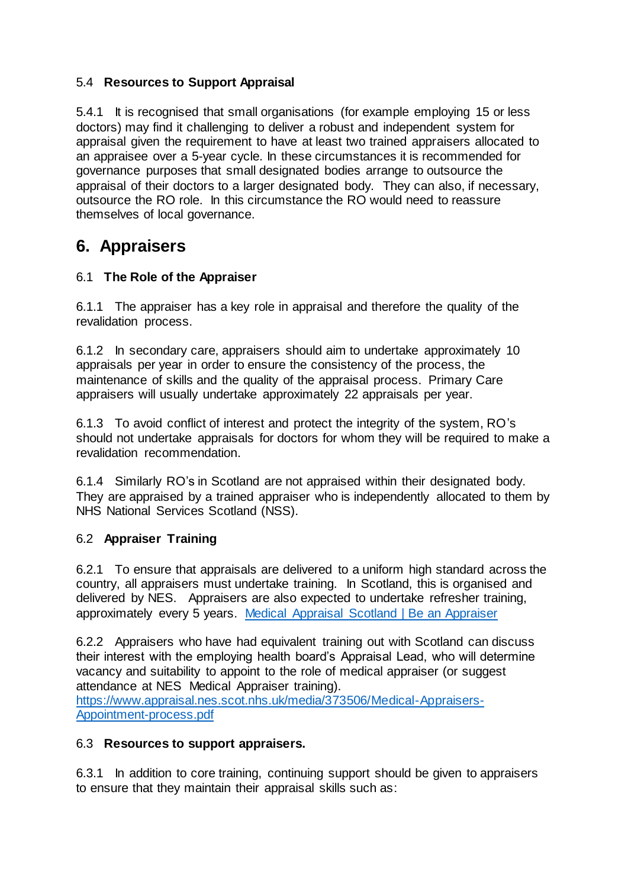### 5.4 **Resources to Support Appraisal**

5.4.1 It is recognised that small organisations (for example employing 15 or less doctors) may find it challenging to deliver a robust and independent system for appraisal given the requirement to have at least two trained appraisers allocated to an appraisee over a 5-year cycle. In these circumstances it is recommended for governance purposes that small designated bodies arrange to outsource the appraisal of their doctors to a larger designated body. They can also, if necessary, outsource the RO role. In this circumstance the RO would need to reassure themselves of local governance.

## 6. Appraisers

### 6.1 **The Role of the Appraiser**

6.1.1 The appraiser has a key role in appraisal and therefore the quality of the revalidation process.

6.1.2 In secondary care, appraisers should aim to undertake approximately 10 appraisals per year in order to ensure the consistency of the process, the maintenance of skills and the quality of the appraisal process. Primary Care appraisers will usually undertake approximately 22 appraisals per year.

6.1.3 To avoid conflict of interest and protect the integrity of the system, RO's should not undertake appraisals for doctors for whom they will be required to make a revalidation recommendation.

6.1.4 Similarly RO's in Scotland are not appraised within their designated body. They are appraised by a trained appraiser who is independently allocated to them by NHS National Services Scotland (NSS).

### 6.2 **Appraiser Training**

6.2.1 To ensure that appraisals are delivered to a uniform high standard across the country, all appraisers must undertake training. In Scotland, this is organised and delivered by NES. Appraisers are also expected to undertake refresher training, approximately every 5 years. [Medical Appraisal Scotland | Be an Appraiser](Medical Appraisal Scotland | Be an Appraiser)

6.2.2 Appraisers who have had equivalent training out with Scotland can discuss their interest with the employing health board's Appraisal Lead, who will determine vacancy and suitability to appoint to the role of medical appraiser (or suggest attendance at NES Medical Appraiser training). [https://www.appraisal.nes.scot.nhs.uk/media/373506/Medical-Appraisers-Appointment-process.pdf](https://www.appraisal.nes.scot.nhs.uk/media/373506/Medical-Appraisers-Appointment-process.pdf)

### 6.3 **Resources to support appraisers.**

6.3.1 In addition to core training, continuing support should be given to appraisers to ensure that they maintain their appraisal skills such as: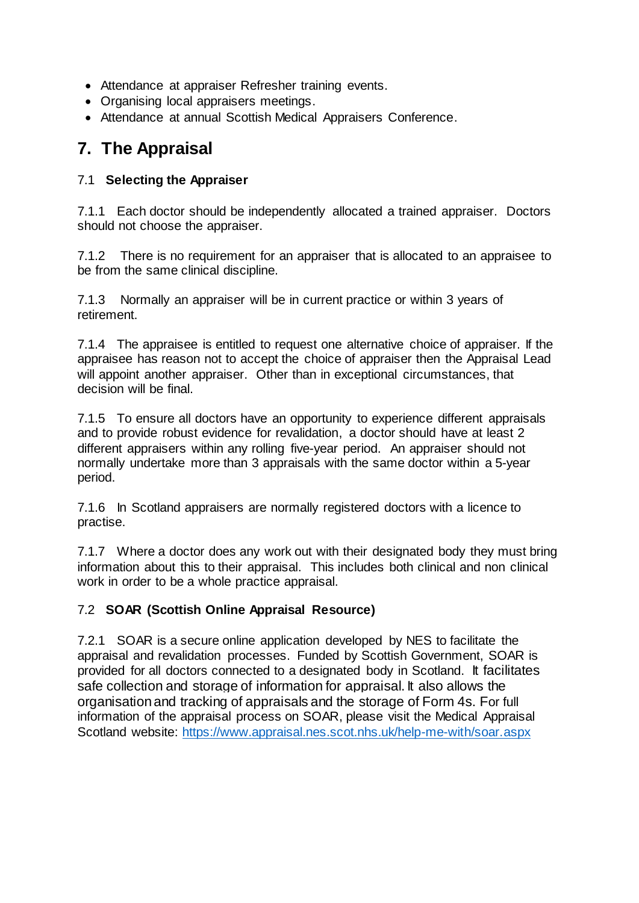- Attendance at appraiser Refresher training events.
- Organising local appraisers meetings.
- Attendance at annual Scottish Medical Appraisers Conference.

## 7. The Appraisal

### 7.1 Selecting the Appraiser

7.1.1 Each doctor should be independently allocated a trained appraiser. Doctors should not choose the appraiser.

7.1.2 There is no requirement for an appraiser that is allocated to an appraisee to be from the same clinical discipline.

7.1.3 Normally an appraiser will be in current practice or within 3 years of retirement.

7.1.4 The appraisee is entitled to request one alternative choice of appraiser. If the appraisee has reason not to accept the choice of appraiser then the Appraisal Lead will appoint another appraiser. Other than in exceptional circumstances, that decision will be final.

7.1.5 To ensure all doctors have an opportunity to experience different appraisals and to provide robust evidence for revalidation, a doctor should have at least 2 different appraisers within any rolling five-year period. An appraiser should not normally undertake more than 3 appraisals with the same doctor within a 5-year period.

7.1.6 In Scotland appraisers are normally registered doctors with a licence to practise.

7.1.7 Where a doctor does any work out with their designated body they must bring information about this to their appraisal. This includes both clinical and non clinical work in order to be a whole practice appraisal.

### 7.2 SOAR (Scottish Online Appraisal Resource)

7.2.1 SOAR is a secure online application developed by NES to facilitate the appraisal and revalidation processes. Funded by Scottish Government, SOAR is provided for all doctors connected to a designated body in Scotland. It facilitates safe collection and storage of information for appraisal. It also allows the organisation and tracking of appraisals and the storage of Form 4s. For full information of the appraisal process on SOAR, please visit the Medical Appraisal Scotland website: [https://www.appraisal.nes.scot.nhs.uk/help-me-with/soar.aspx](https://www.appraisal.nes.scot.nhs.uk/help-me-with/soar.aspx)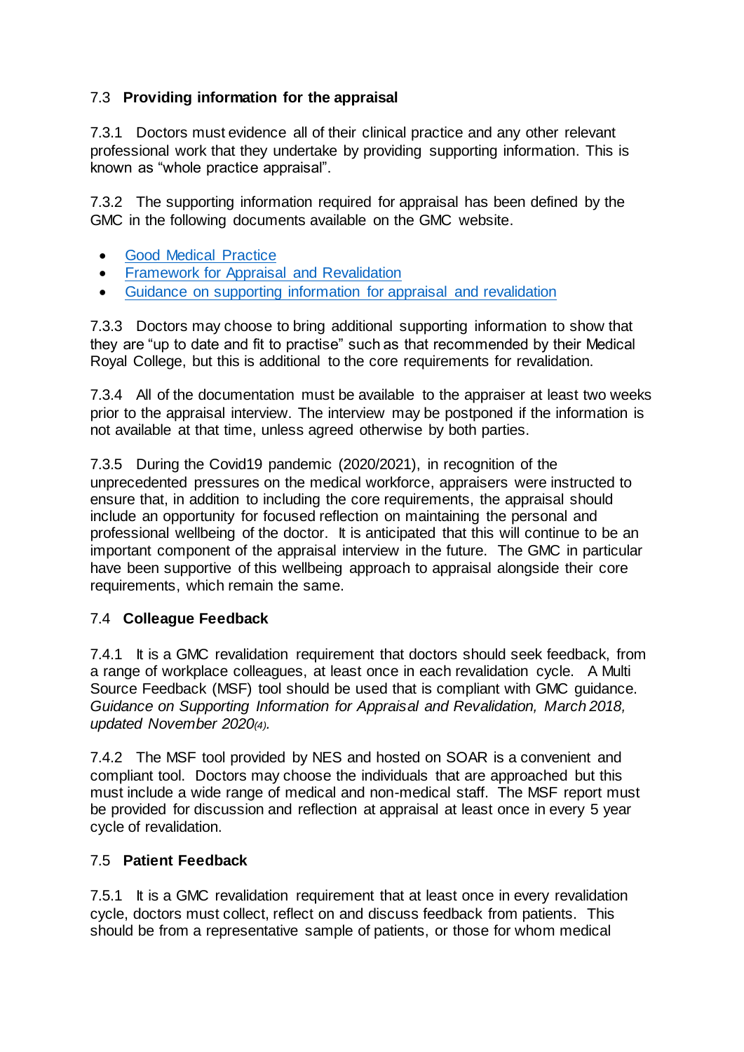## 7.3 Providing information for the appraisal

7.3.1 Doctors must evidence all of their clinical practice and any other relevant professional work that they undertake by providing supporting information. This is known as "whole practice appraisal".

7.3.2 The supporting information required for appraisal has been defined by the GMC in the following documents available on the GMC website.

- Good Medical Practice
- Framework for Appraisal and Revalidation
- Guidance on supporting information for appraisal and revalidation

7.3.3 Doctors may choose to bring additional supporting information to show that they are "up to date and fit to practise" such as that recommended by their Medical Royal College, but this is additional to the core requirements for revalidation.

7.3.4 All of the documentation must be available to the appraiser at least two weeks prior to the appraisal interview. The interview may be postponed if the information is not available at that time, unless agreed otherwise by both parties.

7.3.5 During the Covid19 pandemic (2020/2021), in recognition of the unprecedented pressures on the medical workforce, appraisers were instructed to ensure that, in addition to including the core requirements, the appraisal should include an opportunity for focused reflection on maintaining the personal and professional wellbeing of the doctor. It is anticipated that this will continue to be an important component of the appraisal interview in the future. The GMC in particular have been supportive of this wellbeing approach to appraisal alongside their core requirements, which remain the same.

## 7.4 Colleague Feedback

7.4.1 It is a GMC revalidation requirement that doctors should seek feedback, from a range of workplace colleagues, at least once in each revalidation cycle. A Multi Source Feedback (MSF) tool should be used that is compliant with GMC guidance. *Guidance on Supporting Information for Appraisal and Revalidation, March 2018, updated November 2020*[(4)].

7.4.2 The MSF tool provided by NES and hosted on SOAR is a convenient and compliant tool. Doctors may choose the individuals that are approached but this must include a wide range of medical and non-medical staff. The MSF report must be provided for discussion and reflection at appraisal at least once in every 5 year cycle of revalidation.

## 7.5 Patient Feedback

7.5.1 It is a GMC revalidation requirement that at least once in every revalidation cycle, doctors must collect, reflect on and discuss feedback from patients. This should be from a representative sample of patients, or those for whom medical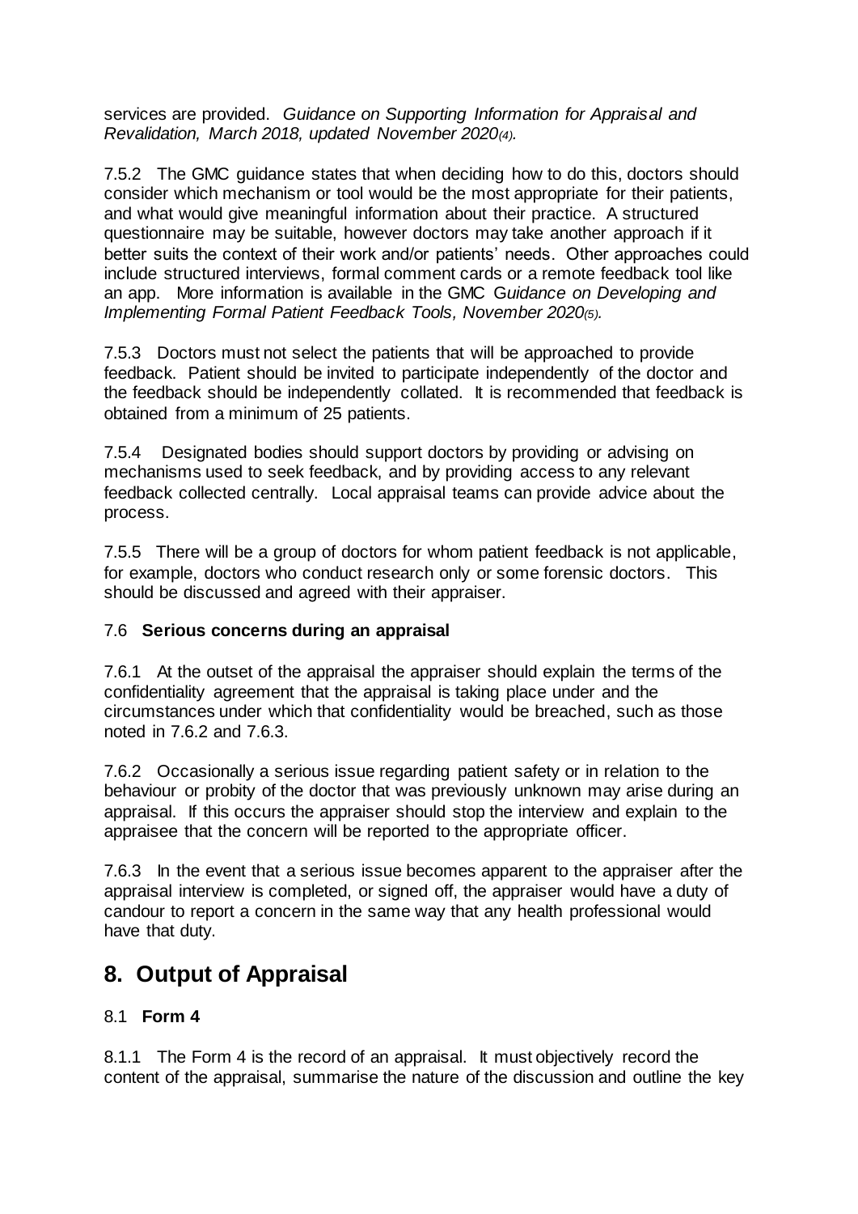services are provided. *Guidance on Supporting Information for Appraisal and Revalidation, March 2018, updated November 2020*(4).

7.5.2 The GMC guidance states that when deciding how to do this, doctors should consider which mechanism or tool would be the most appropriate for their patients, and what would give meaningful information about their practice. A structured questionnaire may be suitable, however doctors may take another approach if it better suits the context of their work and/or patients' needs. Other approaches could include structured interviews, formal comment cards or a remote feedback tool like an app. More information is available in the GMC *Guidance on Developing and Implementing Formal Patient Feedback Tools, November 2020*(5).

7.5.3 Doctors must not select the patients that will be approached to provide feedback. Patient should be invited to participate independently of the doctor and the feedback should be independently collated. It is recommended that feedback is obtained from a minimum of 25 patients.

7.5.4 Designated bodies should support doctors by providing or advising on mechanisms used to seek feedback, and by providing access to any relevant feedback collected centrally. Local appraisal teams can provide advice about the process.

7.5.5 There will be a group of doctors for whom patient feedback is not applicable, for example, doctors who conduct research only or some forensic doctors. This should be discussed and agreed with their appraiser.

### 7.6 **Serious concerns during an appraisal**

7.6.1 At the outset of the appraisal the appraiser should explain the terms of the confidentiality agreement that the appraisal is taking place under and the circumstances under which that confidentiality would be breached, such as those noted in 7.6.2 and 7.6.3.

7.6.2 Occasionally a serious issue regarding patient safety or in relation to the behaviour or probity of the doctor that was previously unknown may arise during an appraisal. If this occurs the appraiser should stop the interview and explain to the appraisee that the concern will be reported to the appropriate officer.

7.6.3 In the event that a serious issue becomes apparent to the appraiser after the appraisal interview is completed, or signed off, the appraiser would have a duty of candour to report a concern in the same way that any health professional would have that duty.

## 8. Output of Appraisal

### 8.1 **Form 4**

8.1.1 The Form 4 is the record of an appraisal. It must objectively record the content of the appraisal, summarise the nature of the discussion and outline the key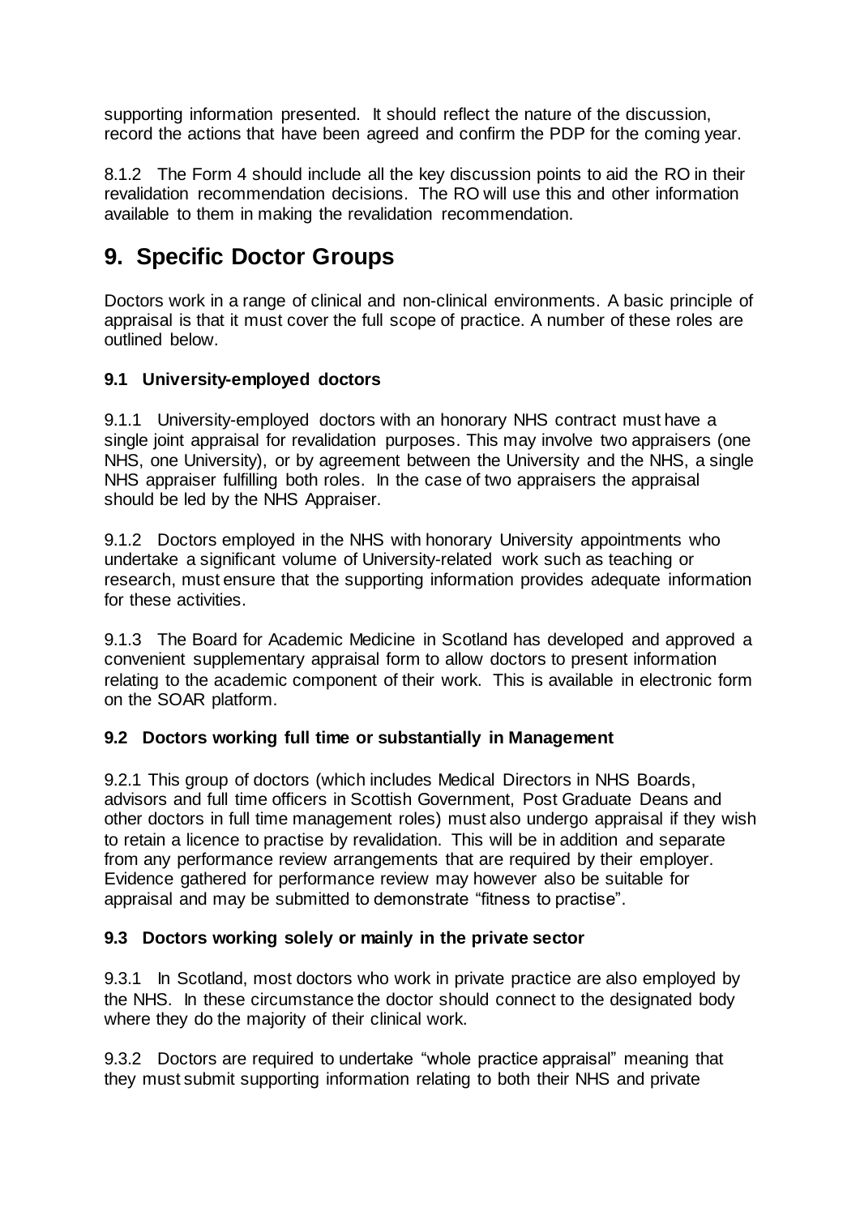supporting information presented. It should reflect the nature of the discussion, record the actions that have been agreed and confirm the PDP for the coming year.

8.1.2 The Form 4 should include all the key discussion points to aid the RO in their revalidation recommendation decisions. The RO will use this and other information available to them in making the revalidation recommendation.

# 9. Specific Doctor Groups

Doctors work in a range of clinical and non-clinical environments. A basic principle of appraisal is that it must cover the full scope of practice. A number of these roles are outlined below.

### 9.1 University-employed doctors

9.1.1 University-employed doctors with an honorary NHS contract must have a single joint appraisal for revalidation purposes. This may involve two appraisers (one NHS, one University), or by agreement between the University and the NHS, a single NHS appraiser fulfilling both roles. In the case of two appraisers the appraisal should be led by the NHS Appraiser.

9.1.2 Doctors employed in the NHS with honorary University appointments who undertake a significant volume of University-related work such as teaching or research, must ensure that the supporting information provides adequate information for these activities.

9.1.3 The Board for Academic Medicine in Scotland has developed and approved a convenient supplementary appraisal form to allow doctors to present information relating to the academic component of their work. This is available in electronic form on the SOAR platform.

### 9.2 Doctors working full time or substantially in Management

9.2.1 This group of doctors (which includes Medical Directors in NHS Boards, advisors and full time officers in Scottish Government, Post Graduate Deans and other doctors in full time management roles) must also undergo appraisal if they wish to retain a licence to practise by revalidation. This will be in addition and separate from any performance review arrangements that are required by their employer. Evidence gathered for performance review may however also be suitable for appraisal and may be submitted to demonstrate "fitness to practise".

### 9.3 Doctors working solely or mainly in the private sector

9.3.1 In Scotland, most doctors who work in private practice are also employed by the NHS. In these circumstance the doctor should connect to the designated body where they do the majority of their clinical work.

9.3.2 Doctors are required to undertake "whole practice appraisal" meaning that they must submit supporting information relating to both their NHS and private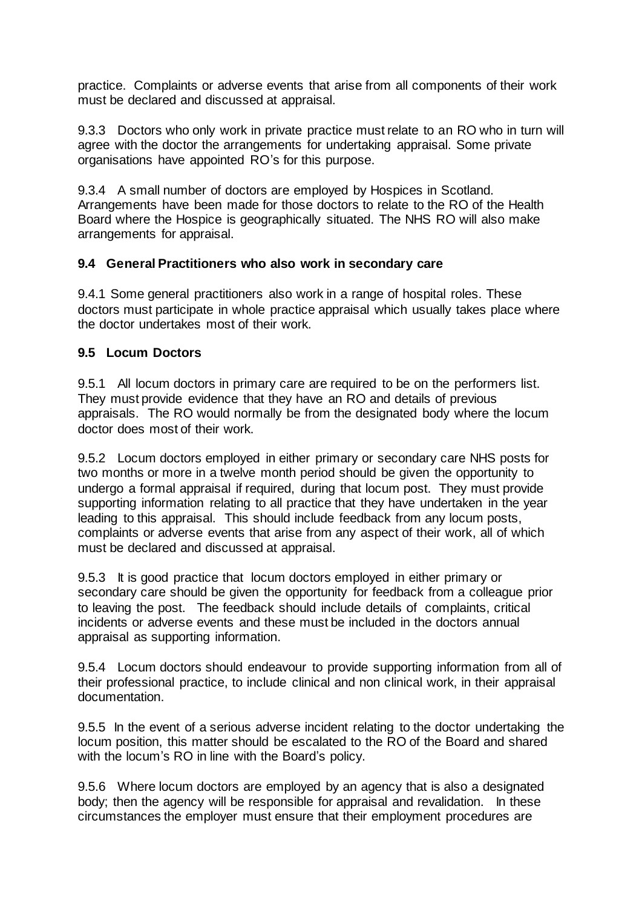practice. Complaints or adverse events that arise from all components of their work must be declared and discussed at appraisal.

9.3.3 Doctors who only work in private practice must relate to an RO who in turn will agree with the doctor the arrangements for undertaking appraisal. Some private organisations have appointed RO's for this purpose.

9.3.4 A small number of doctors are employed by Hospices in Scotland. Arrangements have been made for those doctors to relate to the RO of the Health Board where the Hospice is geographically situated. The NHS RO will also make arrangements for appraisal.

### 9.4 General Practitioners who also work in secondary care

9.4.1 Some general practitioners also work in a range of hospital roles. These doctors must participate in whole practice appraisal which usually takes place where the doctor undertakes most of their work.

### 9.5 Locum Doctors

9.5.1 All locum doctors in primary care are required to be on the performers list. They must provide evidence that they have an RO and details of previous appraisals. The RO would normally be from the designated body where the locum doctor does most of their work.

9.5.2 Locum doctors employed in either primary or secondary care NHS posts for two months or more in a twelve month period should be given the opportunity to undergo a formal appraisal if required, during that locum post. They must provide supporting information relating to all practice that they have undertaken in the year leading to this appraisal. This should include feedback from any locum posts, complaints or adverse events that arise from any aspect of their work, all of which must be declared and discussed at appraisal.

9.5.3 It is good practice that locum doctors employed in either primary or secondary care should be given the opportunity for feedback from a colleague prior to leaving the post. The feedback should include details of complaints, critical incidents or adverse events and these must be included in the doctors annual appraisal as supporting information.

9.5.4 Locum doctors should endeavour to provide supporting information from all of their professional practice, to include clinical and non clinical work, in their appraisal documentation.

9.5.5 In the event of a serious adverse incident relating to the doctor undertaking the locum position, this matter should be escalated to the RO of the Board and shared with the locum's RO in line with the Board's policy.

9.5.6 Where locum doctors are employed by an agency that is also a designated body; then the agency will be responsible for appraisal and revalidation. In these circumstances the employer must ensure that their employment procedures are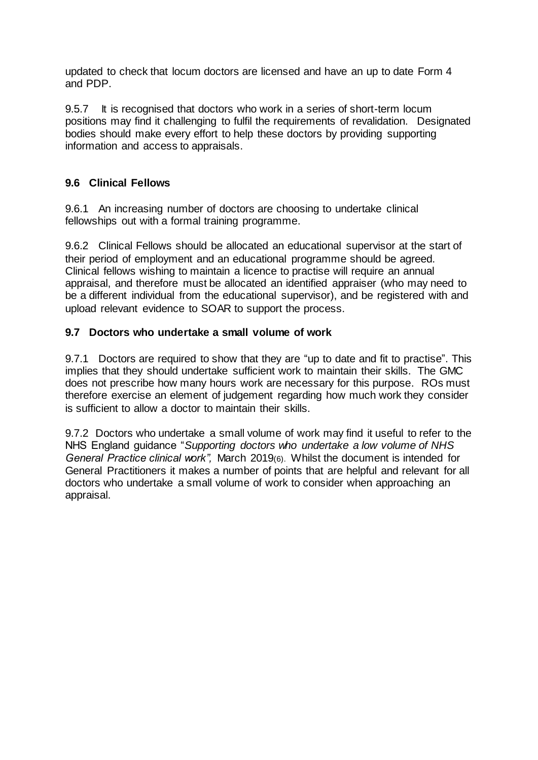updated to check that locum doctors are licensed and have an up to date Form 4 and PDP.

9.5.7 It is recognised that doctors who work in a series of short-term locum positions may find it challenging to fulfil the requirements of revalidation. Designated bodies should make every effort to help these doctors by providing supporting information and access to appraisals.

### 9.6 Clinical Fellows

9.6.1 An increasing number of doctors are choosing to undertake clinical fellowships out with a formal training programme.

9.6.2 Clinical Fellows should be allocated an educational supervisor at the start of their period of employment and an educational programme should be agreed. Clinical fellows wishing to maintain a licence to practise will require an annual appraisal, and therefore must be allocated an identified appraiser (who may need to be a different individual from the educational supervisor), and be registered with and upload relevant evidence to SOAR to support the process.

### 9.7 Doctors who undertake a small volume of work

9.7.1 Doctors are required to show that they are "up to date and fit to practise". This implies that they should undertake sufficient work to maintain their skills. The GMC does not prescribe how many hours work are necessary for this purpose. ROs must therefore exercise an element of judgement regarding how much work they consider is sufficient to allow a doctor to maintain their skills.

9.7.2 Doctors who undertake a small volume of work may find it useful to refer to the NHS England guidance "*Supporting doctors who undertake a low volume of NHS General Practice clinical work",* March 2019(6). Whilst the document is intended for General Practitioners it makes a number of points that are helpful and relevant for all doctors who undertake a small volume of work to consider when approaching an appraisal.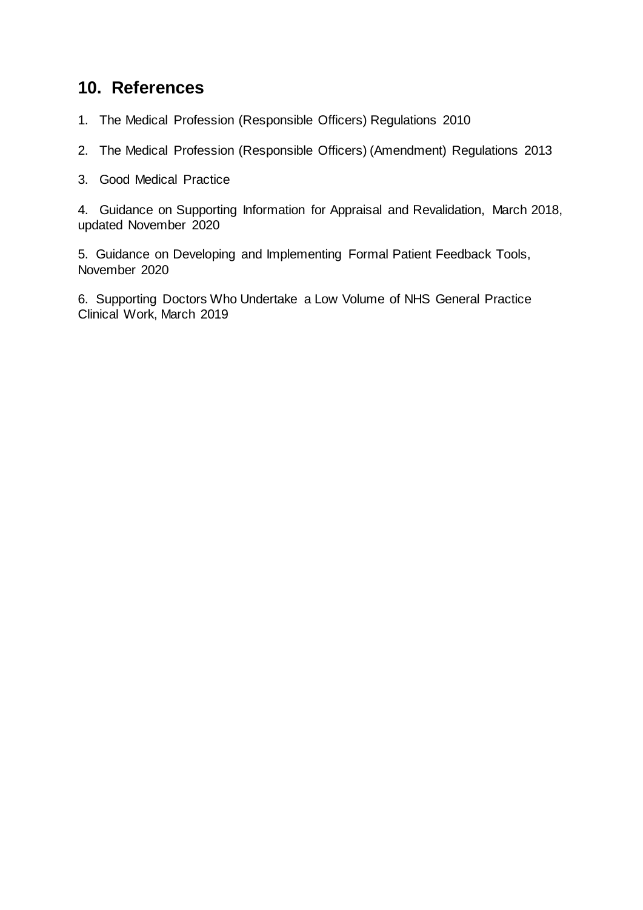## 10. References

1. The Medical Profession (Responsible Officers) Regulations 2010

2. The Medical Profession (Responsible Officers) (Amendment) Regulations 2013

3. Good Medical Practice

4. Guidance on Supporting Information for Appraisal and Revalidation, March 2018, updated November 2020

5. Guidance on Developing and Implementing Formal Patient Feedback Tools, November 2020

6. Supporting Doctors Who Undertake a Low Volume of NHS General Practice Clinical Work, March 2019